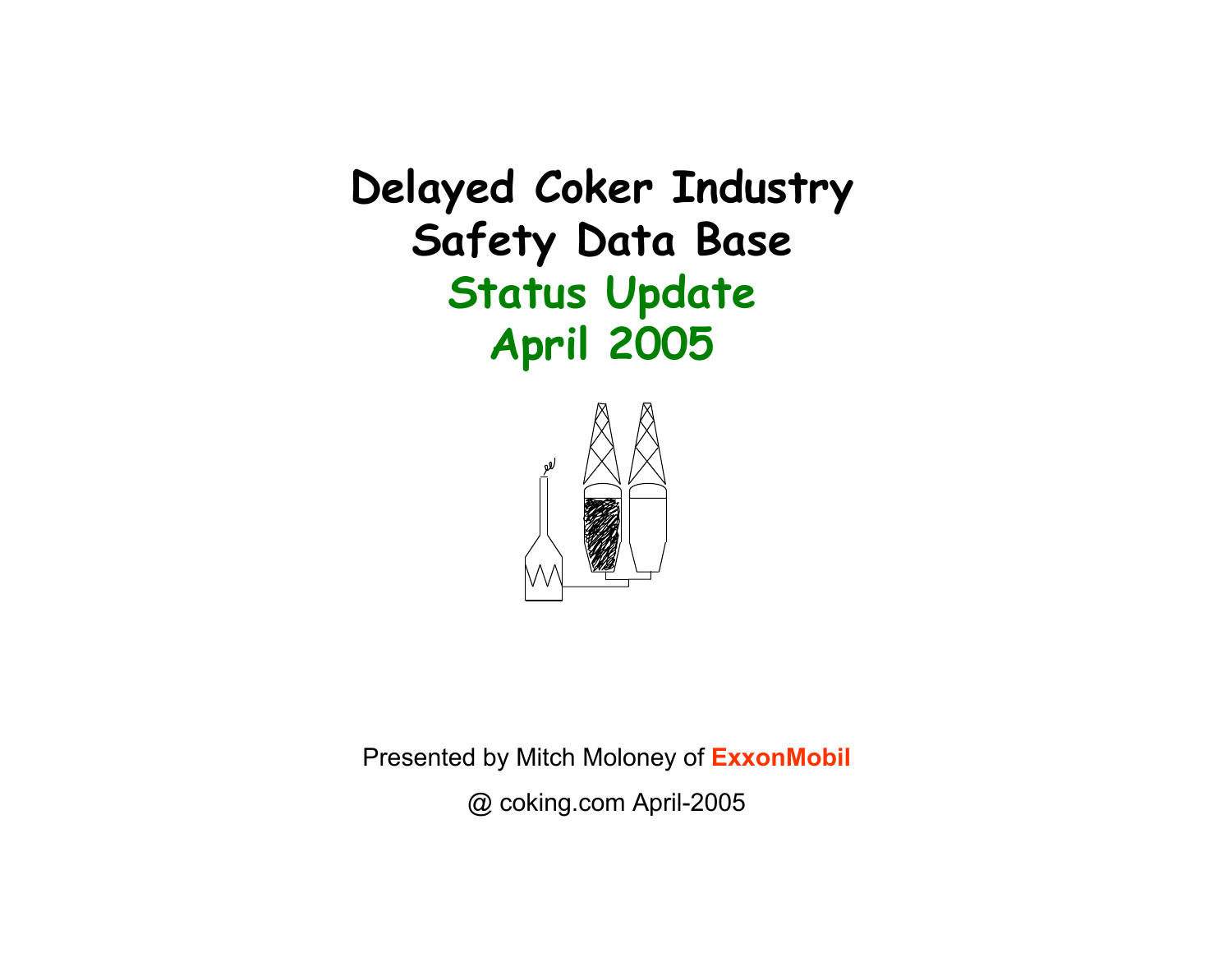# Delayed Coker Industry Safety Data Base

## Status Update April 2005

Presented by Mitch Moloney of **ExxonMobil**

@ coking.com April-2005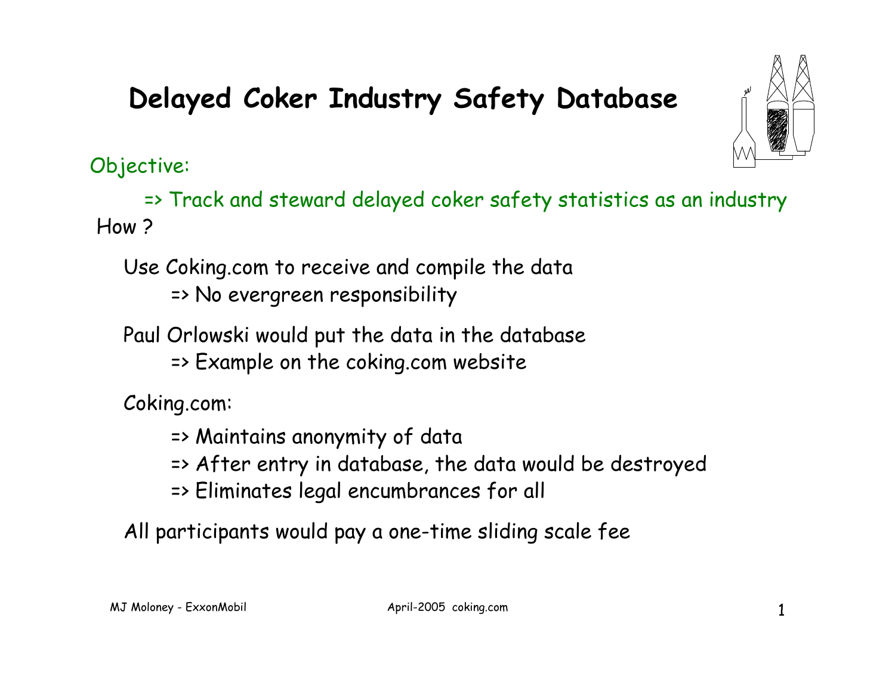# Delayed Coker Industry Safety Database

Objective:

=> Track and steward delayed coker safety statistics as an industry

How ?

Use Coking.com to receive and compile the data

=> No evergreen responsibility

Paul Orlowski would put the data in the database

=> Example on the coking.com website

Coking.com:

=> Maintains anonymity of data

=> After entry in database, the data would be destroyed

=> Eliminates legal encumbrances for all

All participants would pay a one-time sliding scale fee

MJ Moloney - ExxonMobil

April-2005 coking.com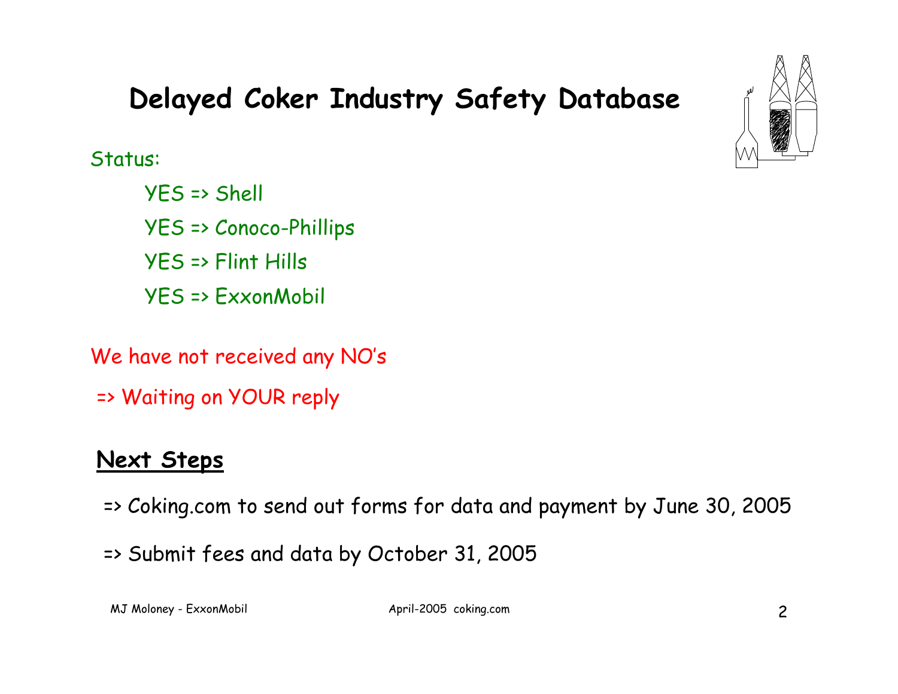# Delayed Coker Industry Safety Database

Status:

- YES => Shell
- YES => Conoco-Phillips
- YES => Flint Hills
- YES => ExxonMobil

We have not received any NO's

=> Waiting on YOUR reply

## Next Steps

=> Coking.com to send out forms for data and payment by June 30, 2005

=> Submit fees and data by October 31, 2005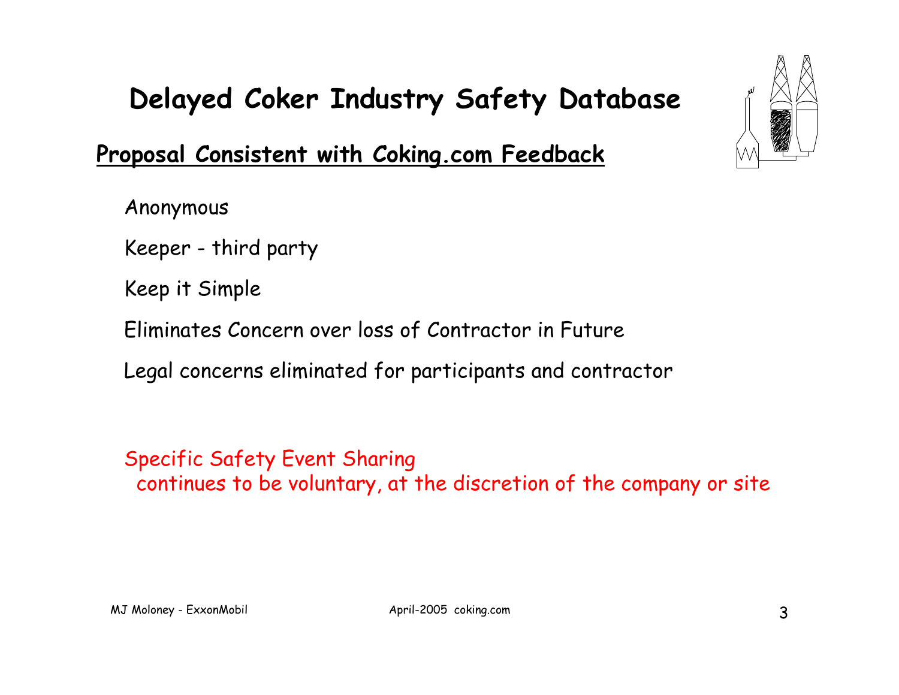# Delayed Coker Industry Safety Database

## Proposal Consistent with Coking.com Feedback

Anonymous

Keeper - third party

Keep it Simple

Eliminates Concern over loss of Contractor in Future

Legal concerns eliminated for participants and contractor

Specific Safety Event Sharing
continues to be voluntary, at the discretion of the company or site

MJ Moloney - ExxonMobil

April-2005 coking.com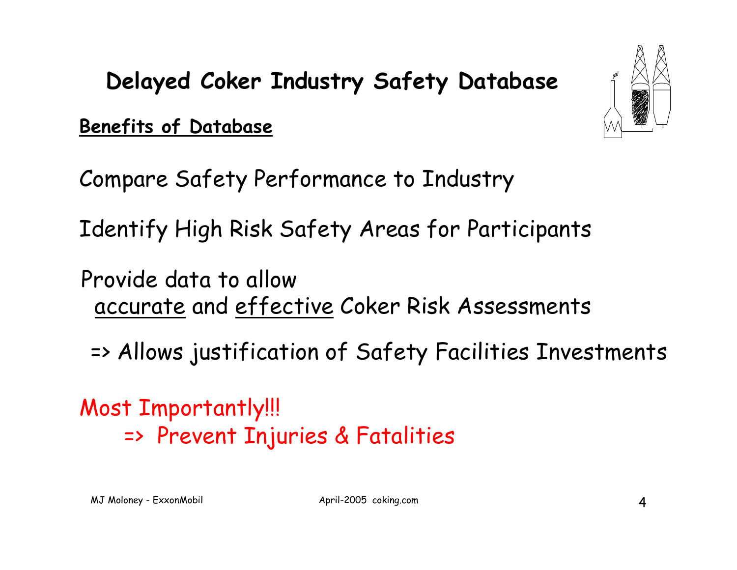# Delayed Coker Industry Safety Database

**Benefits of Database**

Compare Safety Performance to Industry

Identify High Risk Safety Areas for Participants

Provide data to allow
accurate and effective Coker Risk Assessments

=> Allows justification of Safety Facilities Investments

Most Importantly!!!
=> Prevent Injuries & Fatalities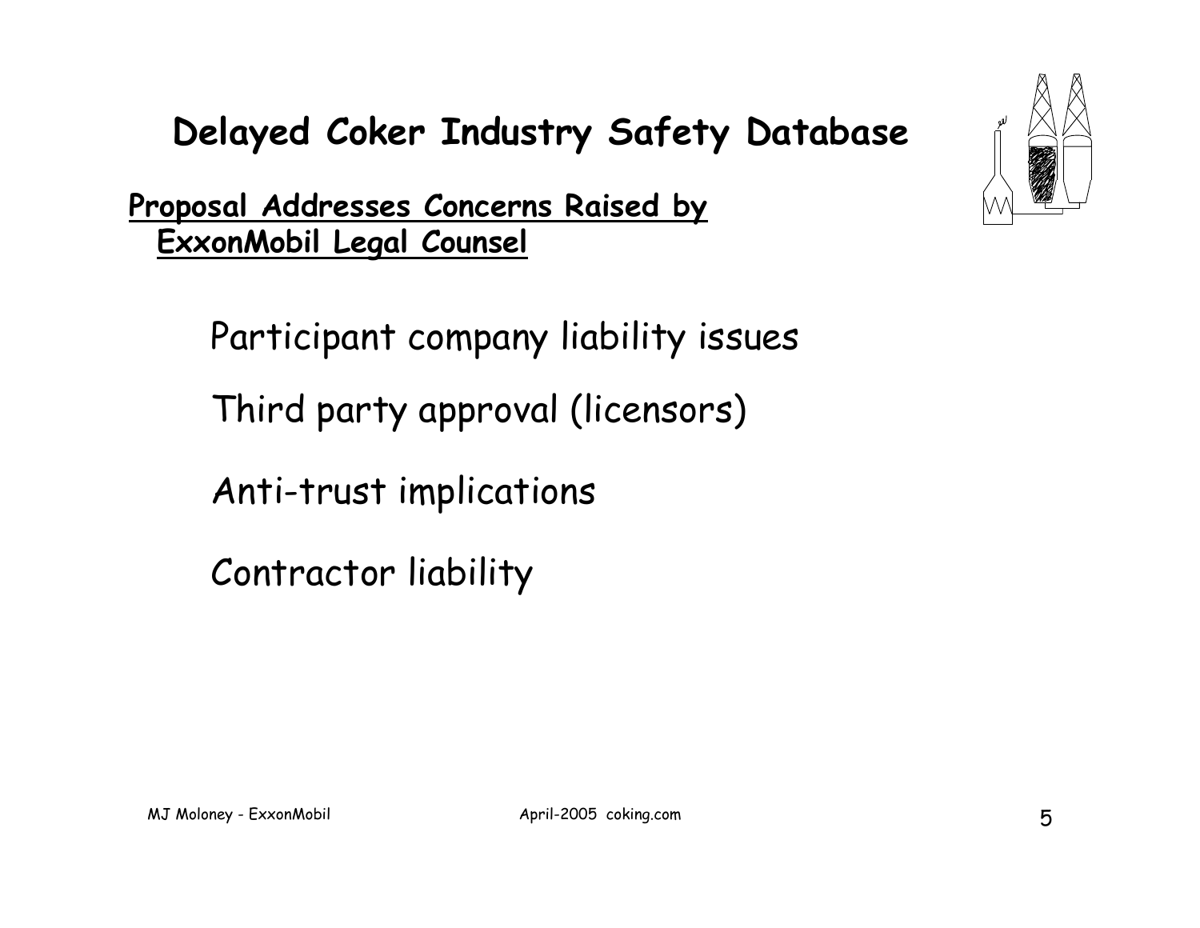# Delayed Coker Industry Safety Database

**Proposal Addresses Concerns Raised by ExxonMobil Legal Counsel**

- Participant company liability issues
- Third party approval (licensors)
- Anti-trust implications
- Contractor liability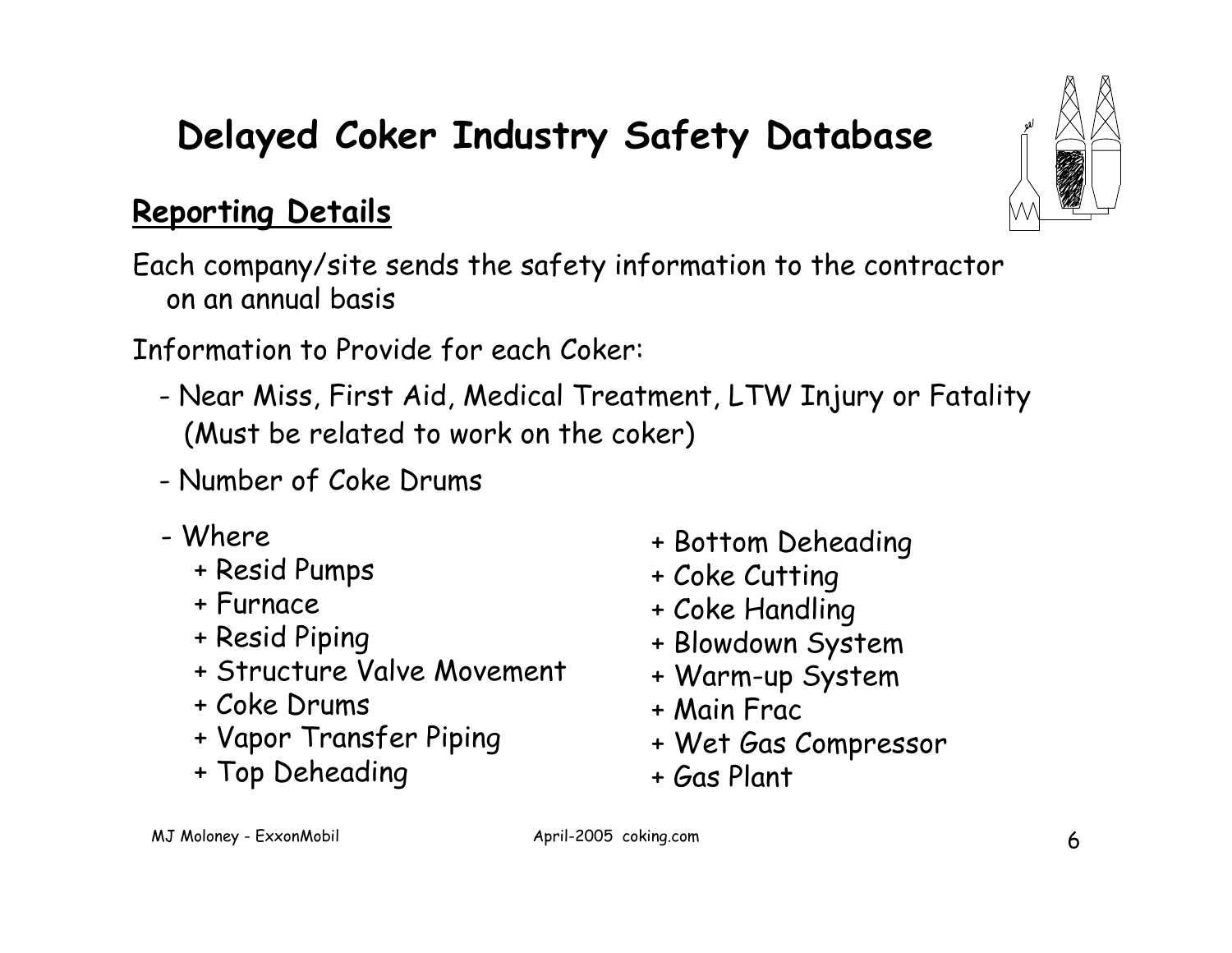# Delayed Coker Industry Safety Database

## Reporting Details

Each company/site sends the safety information to the contractor on an annual basis

Information to Provide for each Coker:

- Near Miss, First Aid, Medical Treatment, LTW Injury or Fatality (Must be related to work on the coker)
- Number of Coke Drums
- Where
  + Resid Pumps
  + Furnace
  + Resid Piping
  + Structure Valve Movement
  + Coke Drums
  + Vapor Transfer Piping
  + Top Deheading
  + Bottom Deheading
  + Coke Cutting
  + Coke Handling
  + Blowdown System
  + Warm-up System
  + Main Frac
  + Wet Gas Compressor
  + Gas Plant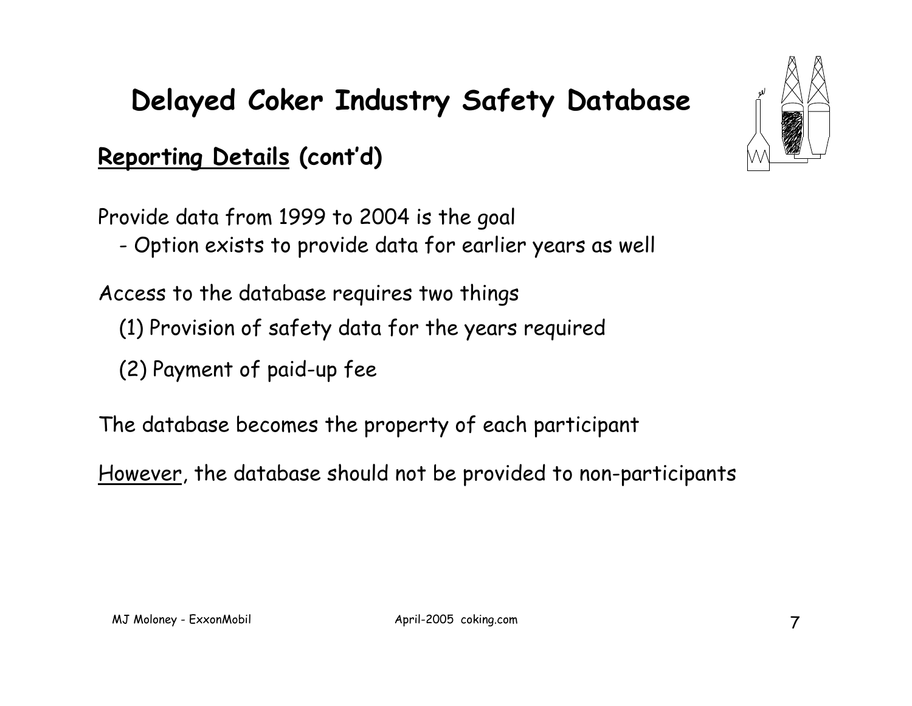# Delayed Coker Industry Safety Database

## Reporting Details (cont'd)

Provide data from 1999 to 2004 is the goal

- Option exists to provide data for earlier years as well

Access to the database requires two things

(1) Provision of safety data for the years required

(2) Payment of paid-up fee

The database becomes the property of each participant

However, the database should not be provided to non-participants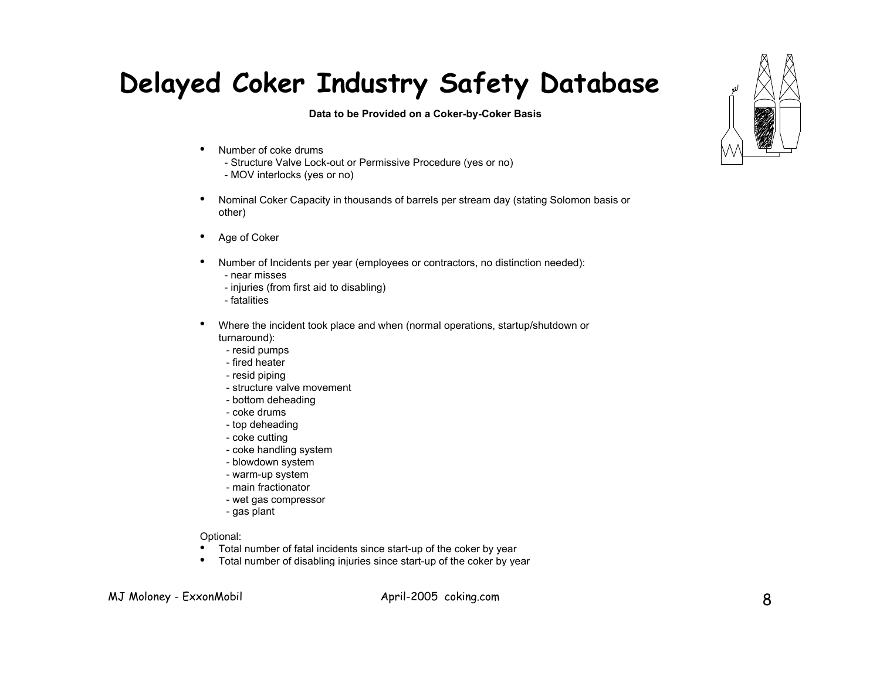# Delayed Coker Industry Safety Database

**Data to be Provided on a Coker-by-Coker Basis**

- Number of coke drums
  - Structure Valve Lock-out or Permissive Procedure (yes or no)
  - MOV interlocks (yes or no)
- Nominal Coker Capacity in thousands of barrels per stream day (stating Solomon basis or other)
- Age of Coker
- Number of Incidents per year (employees or contractors, no distinction needed):
  - near misses
  - injuries (from first aid to disabling)
  - fatalities
- Where the incident took place and when (normal operations, startup/shutdown or turnaround):
  - resid pumps
  - fired heater
  - resid piping
  - structure valve movement
  - bottom deheading
  - coke drums
  - top deheading
  - coke cutting
  - coke handling system
  - blowdown system
  - warm-up system
  - main fractionator
  - wet gas compressor
  - gas plant

Optional:

- Total number of fatal incidents since start-up of the coker by year
- Total number of disabling injuries since start-up of the coker by year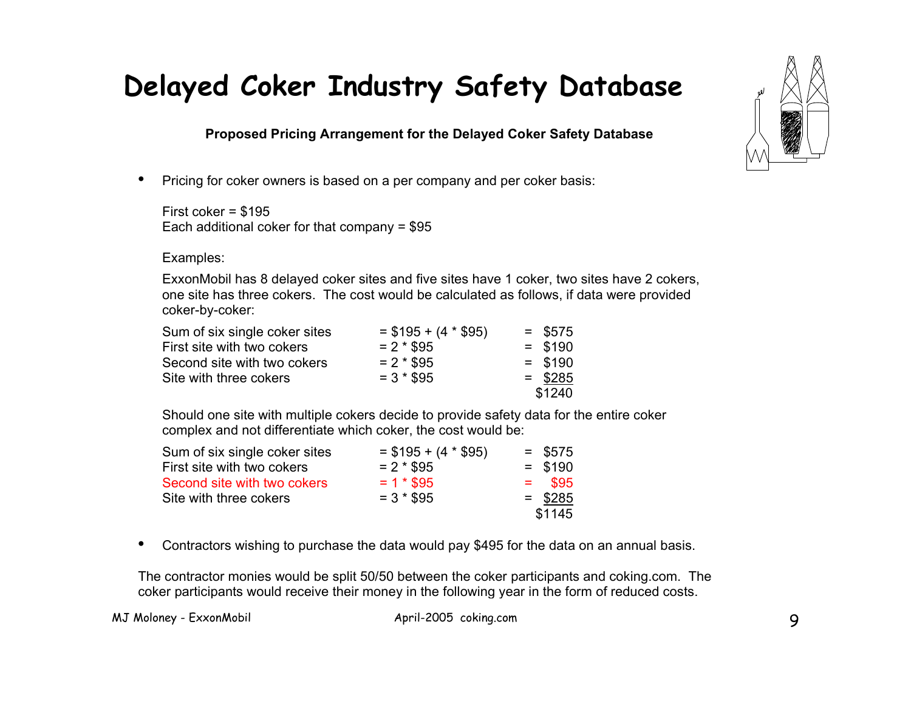# Delayed Coker Industry Safety Database

**Proposed Pricing Arrangement for the Delayed Coker Safety Database**

- Pricing for coker owners is based on a per company and per coker basis:

  First coker = $195
  Each additional coker for that company = $95

  Examples:

  ExxonMobil has 8 delayed coker sites and five sites have 1 coker, two sites have 2 cokers, one site has three cokers. The cost would be calculated as follows, if data were provided coker-by-coker:

| | | |
|---|---|---|
| Sum of six single coker sites | = $195 + (4 * $95) | = $575 |
| First site with two cokers | = 2 * $95 | = $190 |
| Second site with two cokers | = 2 * $95 | = $190 |
| Site with three cokers | = 3 * $95 | = $285 |
| | | $1240 |

  Should one site with multiple cokers decide to provide safety data for the entire coker complex and not differentiate which coker, the cost would be:

| | | |
|---|---|---|
| Sum of six single coker sites | = $195 + (4 * $95) | = $575 |
| First site with two cokers | = 2 * $95 | = $190 |
| Second site with two cokers | = 1 * $95 | = $95 |
| Site with three cokers | = 3 * $95 | = $285 |
| | | $1145 |

- Contractors wishing to purchase the data would pay $495 for the data on an annual basis.

The contractor monies would be split 50/50 between the coker participants and coking.com. The coker participants would receive their money in the following year in the form of reduced costs.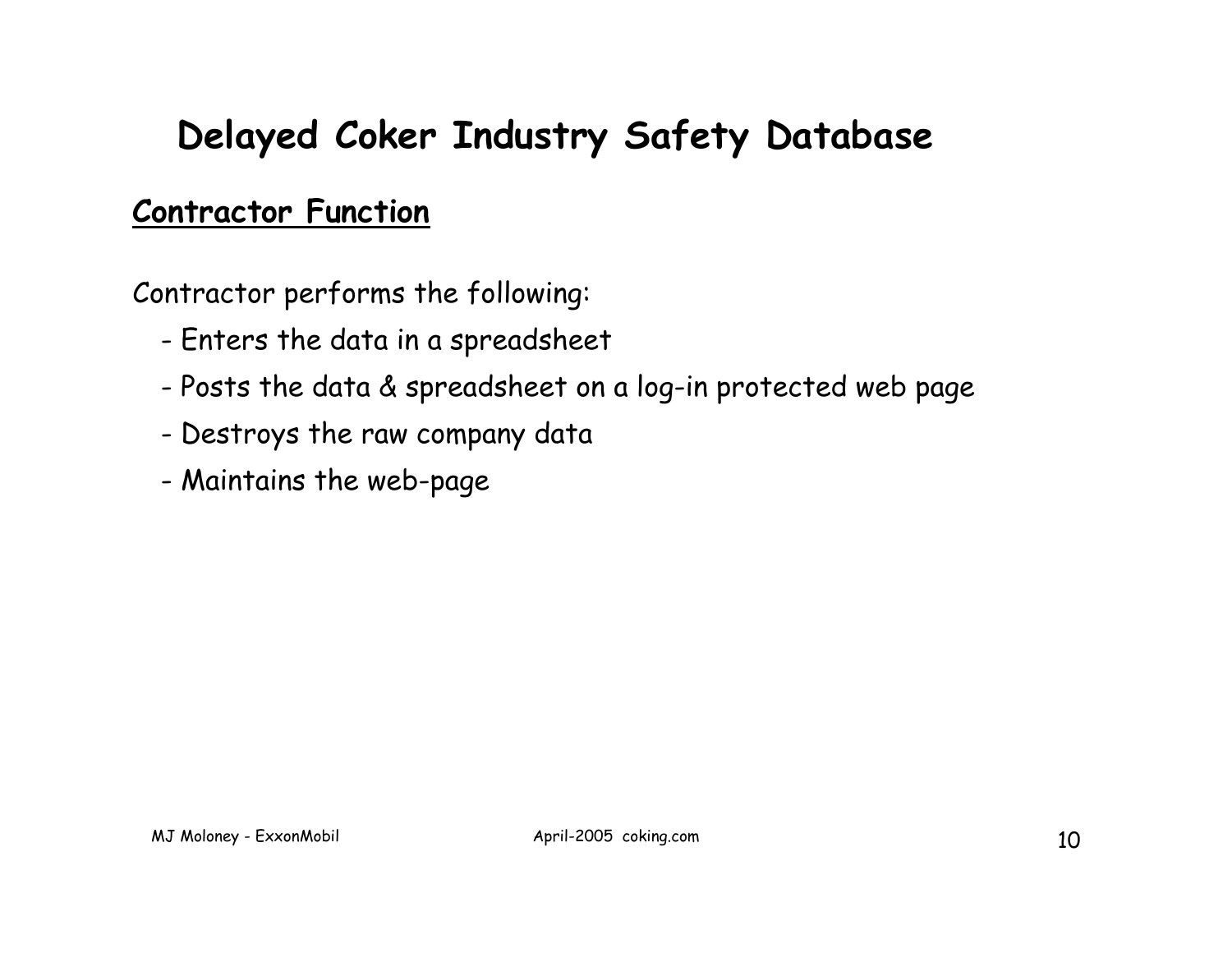# Delayed Coker Industry Safety Database

## Contractor Function

Contractor performs the following:

- Enters the data in a spreadsheet
- Posts the data & spreadsheet on a log-in protected web page
- Destroys the raw company data
- Maintains the web-page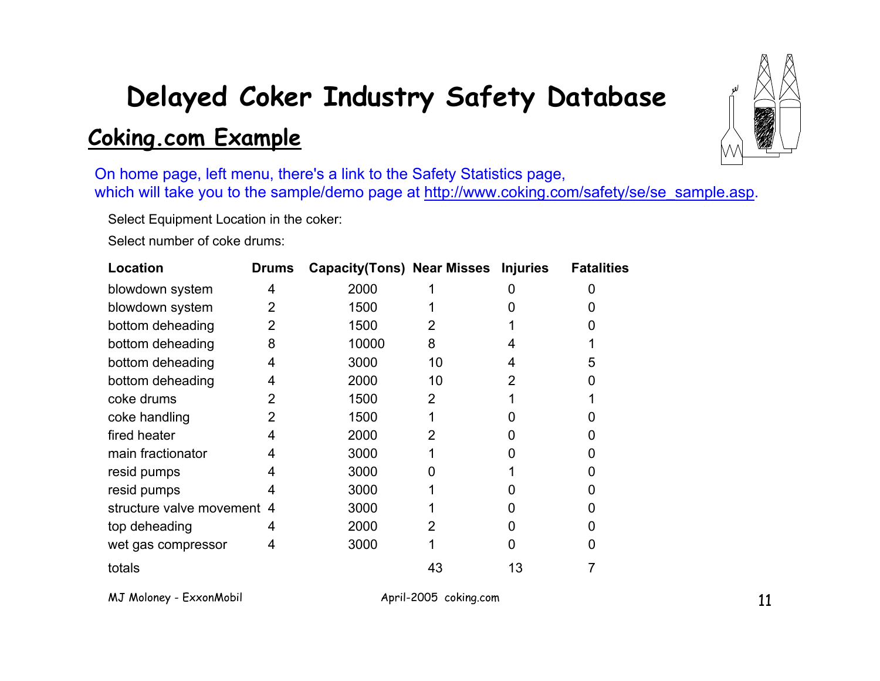# Delayed Coker Industry Safety Database

## Coking.com Example

On home page, left menu, there's a link to the Safety Statistics page, which will take you to the sample/demo page at http://www.coking.com/safety/se/se_sample.asp.

Select Equipment Location in the coker:

Select number of coke drums:

| Location | Drums | Capacity(Tons) | Near Misses | Injuries | Fatalities |
|---|---|---|---|---|---|
| blowdown system | 4 | 2000 | 1 | 0 | 0 |
| blowdown system | 2 | 1500 | 1 | 0 | 0 |
| bottom deheading | 2 | 1500 | 2 | 1 | 0 |
| bottom deheading | 8 | 10000 | 8 | 4 | 1 |
| bottom deheading | 4 | 3000 | 10 | 4 | 5 |
| bottom deheading | 4 | 2000 | 10 | 2 | 0 |
| coke drums | 2 | 1500 | 2 | 1 | 1 |
| coke handling | 2 | 1500 | 1 | 0 | 0 |
| fired heater | 4 | 2000 | 2 | 0 | 0 |
| main fractionator | 4 | 3000 | 1 | 0 | 0 |
| resid pumps | 4 | 3000 | 0 | 1 | 0 |
| resid pumps | 4 | 3000 | 1 | 0 | 0 |
| structure valve movement | 4 | 3000 | 1 | 0 | 0 |
| top deheading | 4 | 2000 | 2 | 0 | 0 |
| wet gas compressor | 4 | 3000 | 1 | 0 | 0 |
| totals | | | 43 | 13 | 7 |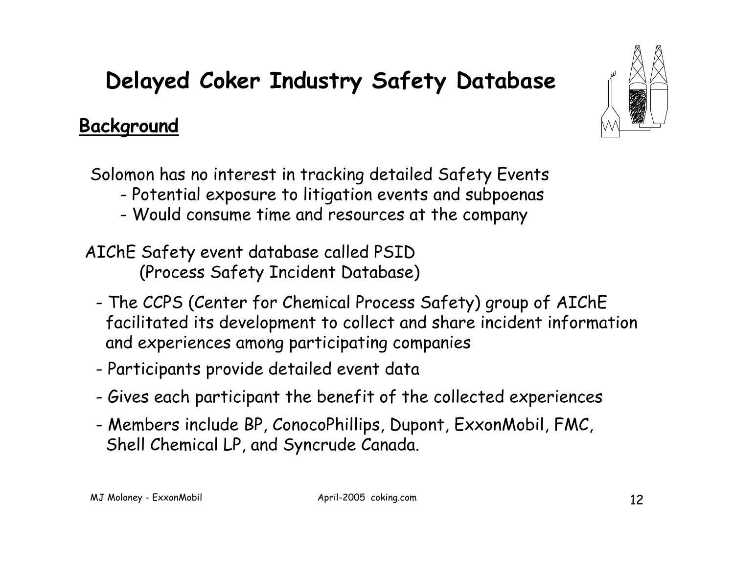# Delayed Coker Industry Safety Database

## Background

Solomon has no interest in tracking detailed Safety Events

- Potential exposure to litigation events and subpoenas
- Would consume time and resources at the company

AIChE Safety event database called PSID (Process Safety Incident Database)

- The CCPS (Center for Chemical Process Safety) group of AIChE facilitated its development to collect and share incident information and experiences among participating companies
- Participants provide detailed event data
- Gives each participant the benefit of the collected experiences
- Members include BP, ConocoPhillips, Dupont, ExxonMobil, FMC, Shell Chemical LP, and Syncrude Canada.